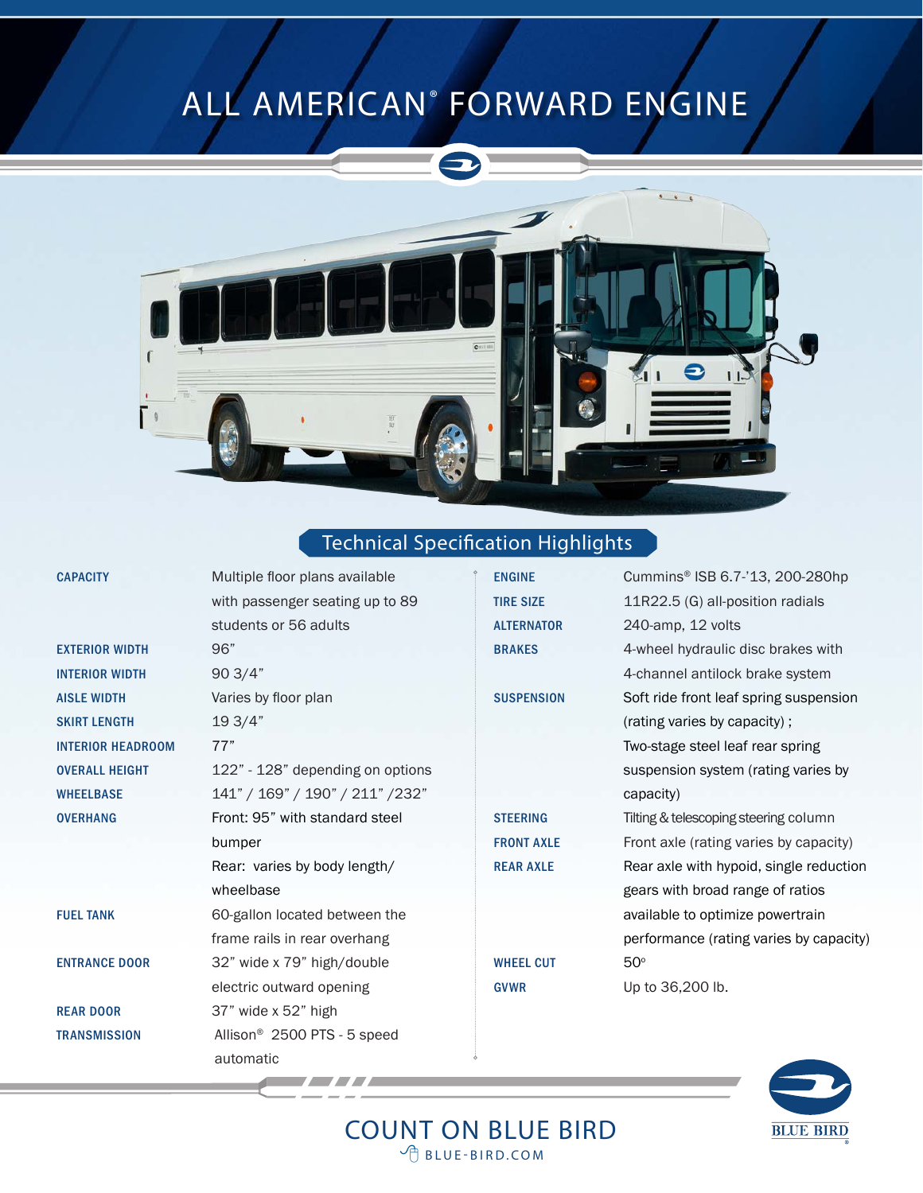# ALL AMERICAN® FORWARD ENGINE

## Technical Specification Highlights

| | |
|---|---|
| **CAPACITY** | Multiple floor plans available with passenger seating up to 89 students or 56 adults |
| **EXTERIOR WIDTH** | 96" |
| **INTERIOR WIDTH** | 90 3/4" |
| **AISLE WIDTH** | Varies by floor plan |
| **SKIRT LENGTH** | 19 3/4" |
| **INTERIOR HEADROOM** | 77" |
| **OVERALL HEIGHT** | 122" - 128" depending on options |
| **WHEELBASE** | 141" / 169" / 190" / 211" /232" |
| **OVERHANG** | Front: 95" with standard steel bumper<br>Rear: varies by body length/ wheelbase |
| **FUEL TANK** | 60-gallon located between the frame rails in rear overhang |
| **ENTRANCE DOOR** | 32" wide x 79" high/double electric outward opening |
| **REAR DOOR** | 37" wide x 52" high |
| **TRANSMISSION** | Allison® 2500 PTS - 5 speed automatic |
| **ENGINE** | Cummins® ISB 6.7-'13, 200-280hp |
| **TIRE SIZE** | 11R22.5 (G) all-position radials |
| **ALTERNATOR** | 240-amp, 12 volts |
| **BRAKES** | 4-wheel hydraulic disc brakes with 4-channel antilock brake system |
| **SUSPENSION** | Soft ride front leaf spring suspension (rating varies by capacity) ; Two-stage steel leaf rear spring suspension system (rating varies by capacity) |
| **STEERING** | Tilting & telescoping steering column |
| **FRONT AXLE** | Front axle (rating varies by capacity) |
| **REAR AXLE** | Rear axle with hypoid, single reduction gears with broad range of ratios available to optimize powertrain performance (rating varies by capacity) |
| **WHEEL CUT** | 50° |
| **GVWR** | Up to 36,200 lb. |

COUNT ON BLUE BIRD

BLUE-BIRD.COM

BLUE BIRD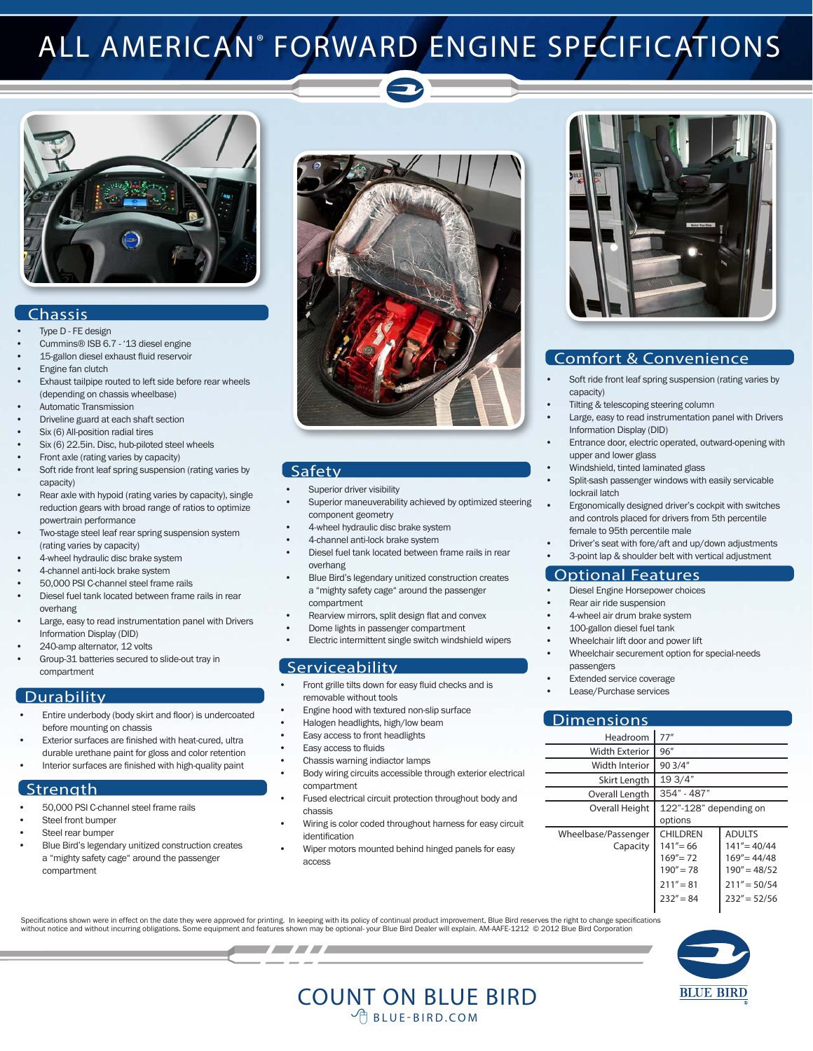# ALL AMERICAN® FORWARD ENGINE SPECIFICATIONS

## Chassis

- Type D - FE design
- Cummins® ISB 6.7 - '13 diesel engine
- 15-gallon diesel exhaust fluid reservoir
- Engine fan clutch
- Exhaust tailpipe routed to left side before rear wheels (depending on chassis wheelbase)
- Automatic Transmission
- Driveline guard at each shaft section
- Six (6) All-position radial tires
- Six (6) 22.5in. Disc, hub-piloted steel wheels
- Front axle (rating varies by capacity)
- Soft ride front leaf spring suspension (rating varies by capacity)
- Rear axle with hypoid (rating varies by capacity), single reduction gears with broad range of ratios to optimize powertrain performance
- Two-stage steel leaf rear spring suspension system (rating varies by capacity)
- 4-wheel hydraulic disc brake system
- 4-channel anti-lock brake system
- 50,000 PSI C-channel steel frame rails
- Diesel fuel tank located between frame rails in rear overhang
- Large, easy to read instrumentation panel with Drivers Information Display (DID)
- 240-amp alternator, 12 volts
- Group-31 batteries secured to slide-out tray in compartment

## Durability

- Entire underbody (body skirt and floor) is undercoated before mounting on chassis
- Exterior surfaces are finished with heat-cured, ultra durable urethane paint for gloss and color retention
- Interior surfaces are finished with high-quality paint

## Strength

- 50,000 PSI C-channel steel frame rails
- Steel front bumper
- Steel rear bumper
- Blue Bird's legendary unitized construction creates a "mighty safety cage" around the passenger compartment

## Safety

- Superior driver visibility
- Superior maneuverability achieved by optimized steering component geometry
- 4-wheel hydraulic disc brake system
- 4-channel anti-lock brake system
- Diesel fuel tank located between frame rails in rear overhang
- Blue Bird's legendary unitized construction creates a "mighty safety cage" around the passenger compartment
- Rearview mirrors, split design flat and convex
- Dome lights in passenger compartment
- Electric intermittent single switch windshield wipers

## Serviceability

- Front grille tilts down for easy fluid checks and is removable without tools
- Engine hood with textured non-slip surface
- Halogen headlights, high/low beam
- Easy access to front headlights
- Easy access to fluids
- Chassis warning indiactor lamps
- Body wiring circuits accessible through exterior electrical compartment
- Fused electrical circuit protection throughout body and chassis
- Wiring is color coded throughout harness for easy circuit identification
- Wiper motors mounted behind hinged panels for easy access

## Comfort & Convenience

- Soft ride front leaf spring suspension (rating varies by capacity)
- Tilting & telescoping steering column
- Large, easy to read instrumentation panel with Drivers Information Display (DID)
- Entrance door, electric operated, outward-opening with upper and lower glass
- Windshield, tinted laminated glass
- Split-sash passenger windows with easily servicable lockrail latch
- Ergonomically designed driver's cockpit with switches and controls placed for drivers from 5th percentile female to 95th percentile male
- Driver's seat with fore/aft and up/down adjustments
- 3-point lap & shoulder belt with vertical adjustment

## Optional Features

- Diesel Engine Horsepower choices
- Rear air ride suspension
- 4-wheel air drum brake system
- 100-gallon diesel fuel tank
- Wheelchair lift door and power lift
- Wheelchair securement option for special-needs passengers
- Extended service coverage
- Lease/Purchase services

## Dimensions

| | | |
|---|---|---|
| Headroom | 77" | |
| Width Exterior | 96" | |
| Width Interior | 90 3/4" | |
| Skirt Length | 19 3/4" | |
| Overall Length | 354" - 487" | |
| Overall Height | 122"-128" depending on options | |
| Wheelbase/Passenger Capacity | CHILDREN | ADULTS |
| | 141" = 66 | 141" = 40/44 |
| | 169" = 72 | 169" = 44/48 |
| | 190" = 78 | 190" = 48/52 |
| | 211" = 81 | 211" = 50/54 |
| | 232" = 84 | 232" = 52/56 |

Specifications shown were in effect on the date they were approved for printing. In keeping with its policy of continual product improvement, Blue Bird reserves the right to change specifications without notice and without incurring obligations. Some equipment and features shown may be optional- your Blue Bird Dealer will explain. AM-AAFE-1212 © 2012 Blue Bird Corporation

COUNT ON BLUE BIRD

BLUE-BIRD.COM

BLUE BIRD